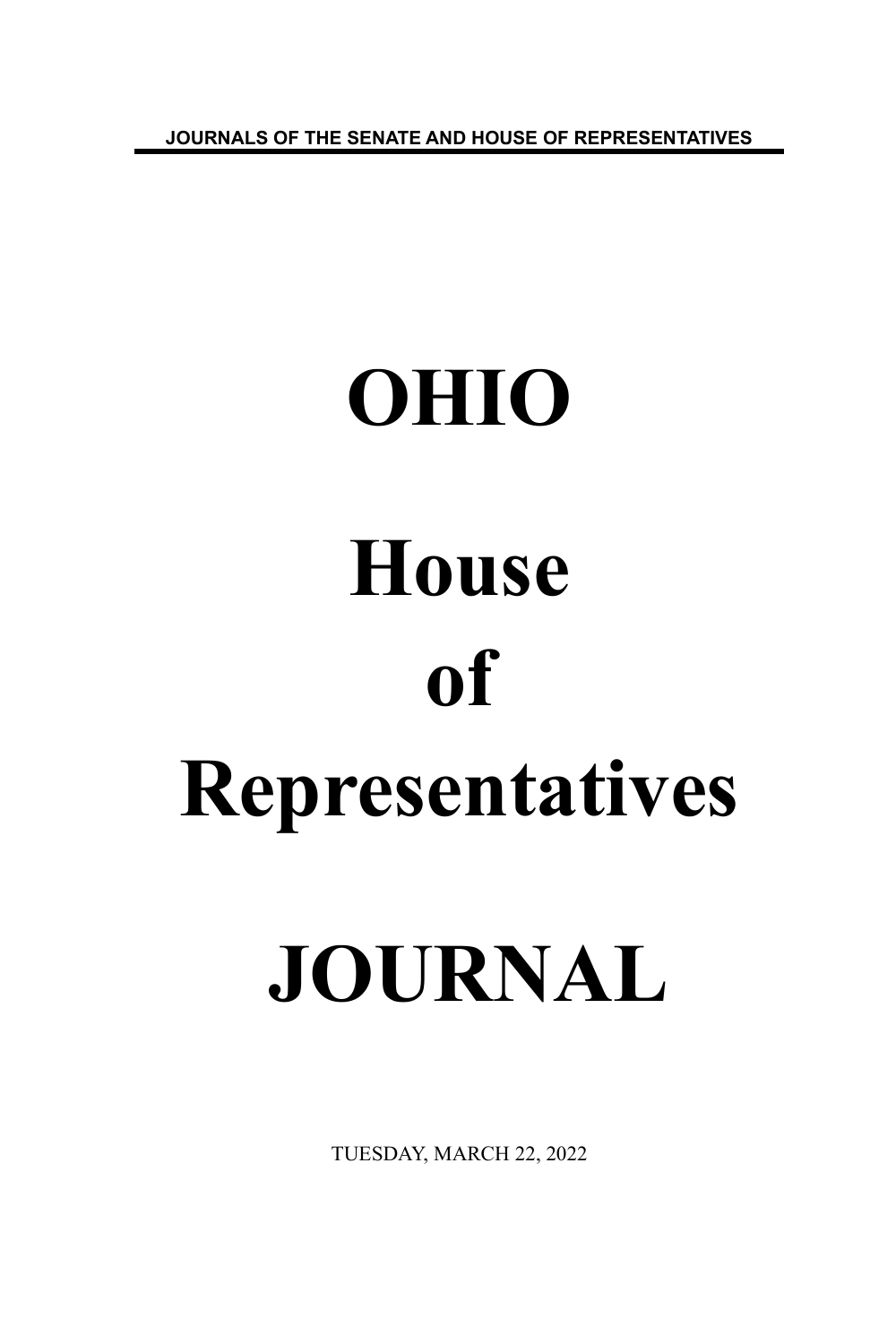JOURNALS OF THE SENATE AND HOUSE OF REPRESENTATIVES

# OHIO

# House

# of

# Representatives

# JOURNAL

TUESDAY, MARCH 22, 2022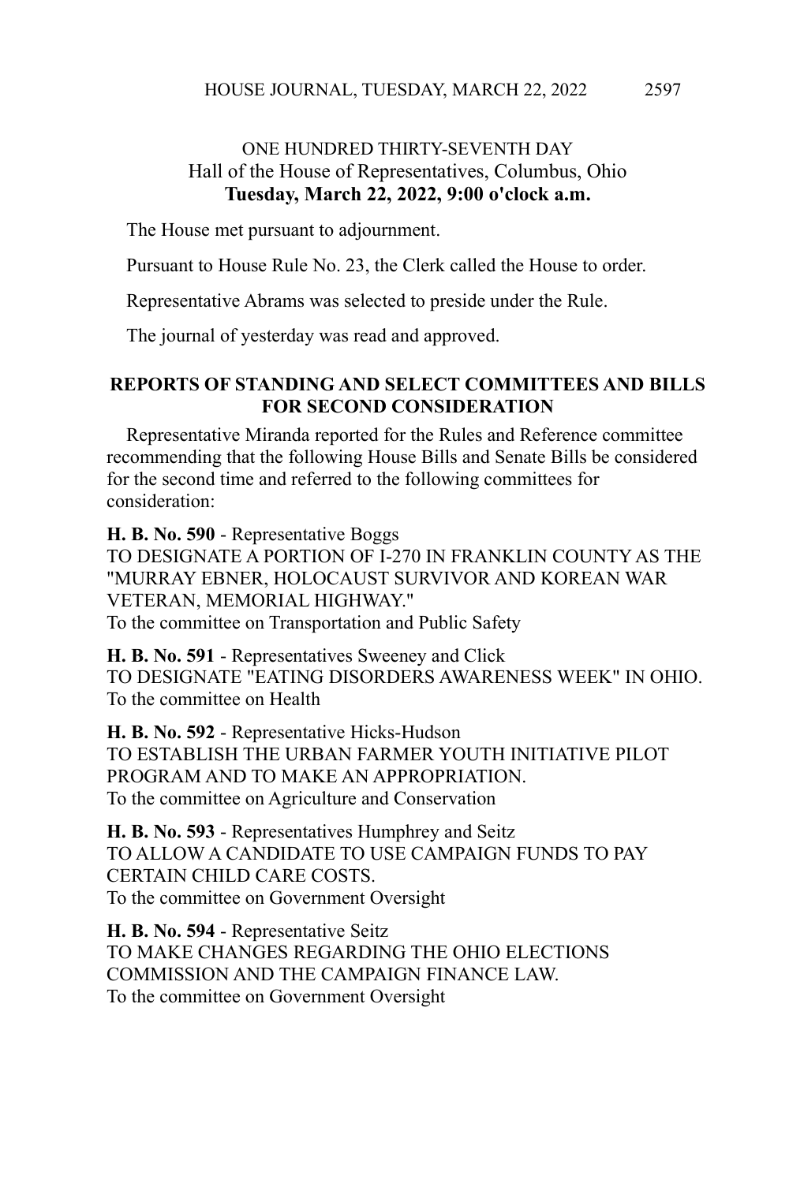ONE HUNDRED THIRTY-SEVENTH DAY
Hall of the House of Representatives, Columbus, Ohio
**Tuesday, March 22, 2022, 9:00 o'clock a.m.**

The House met pursuant to adjournment.

Pursuant to House Rule No. 23, the Clerk called the House to order.

Representative Abrams was selected to preside under the Rule.

The journal of yesterday was read and approved.

## REPORTS OF STANDING AND SELECT COMMITTEES AND BILLS FOR SECOND CONSIDERATION

Representative Miranda reported for the Rules and Reference committee recommending that the following House Bills and Senate Bills be considered for the second time and referred to the following committees for consideration:

**H. B. No. 590** - Representative Boggs
TO DESIGNATE A PORTION OF I-270 IN FRANKLIN COUNTY AS THE "MURRAY EBNER, HOLOCAUST SURVIVOR AND KOREAN WAR VETERAN, MEMORIAL HIGHWAY."
To the committee on Transportation and Public Safety

**H. B. No. 591** - Representatives Sweeney and Click
TO DESIGNATE "EATING DISORDERS AWARENESS WEEK" IN OHIO.
To the committee on Health

**H. B. No. 592** - Representative Hicks-Hudson
TO ESTABLISH THE URBAN FARMER YOUTH INITIATIVE PILOT PROGRAM AND TO MAKE AN APPROPRIATION.
To the committee on Agriculture and Conservation

**H. B. No. 593** - Representatives Humphrey and Seitz
TO ALLOW A CANDIDATE TO USE CAMPAIGN FUNDS TO PAY CERTAIN CHILD CARE COSTS.
To the committee on Government Oversight

**H. B. No. 594** - Representative Seitz
TO MAKE CHANGES REGARDING THE OHIO ELECTIONS COMMISSION AND THE CAMPAIGN FINANCE LAW.
To the committee on Government Oversight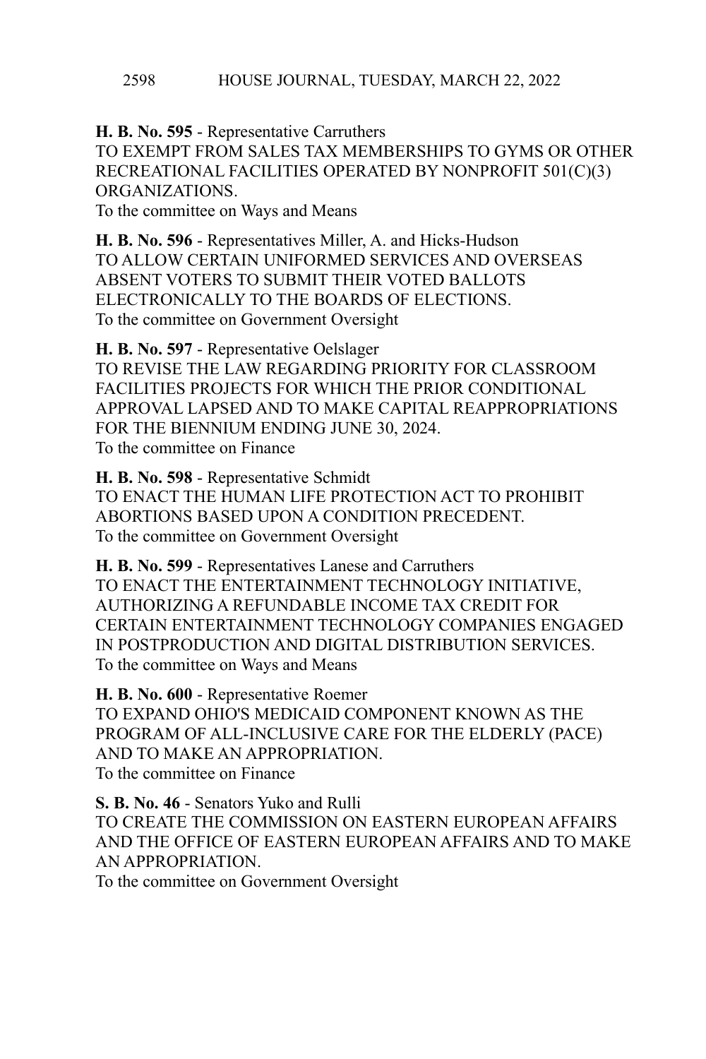**H. B. No. 595** - Representative Carruthers
TO EXEMPT FROM SALES TAX MEMBERSHIPS TO GYMS OR OTHER RECREATIONAL FACILITIES OPERATED BY NONPROFIT 501(C)(3) ORGANIZATIONS.
To the committee on Ways and Means

**H. B. No. 596** - Representatives Miller, A. and Hicks-Hudson
TO ALLOW CERTAIN UNIFORMED SERVICES AND OVERSEAS ABSENT VOTERS TO SUBMIT THEIR VOTED BALLOTS ELECTRONICALLY TO THE BOARDS OF ELECTIONS.
To the committee on Government Oversight

**H. B. No. 597** - Representative Oelslager
TO REVISE THE LAW REGARDING PRIORITY FOR CLASSROOM FACILITIES PROJECTS FOR WHICH THE PRIOR CONDITIONAL APPROVAL LAPSED AND TO MAKE CAPITAL REAPPROPRIATIONS FOR THE BIENNIUM ENDING JUNE 30, 2024.
To the committee on Finance

**H. B. No. 598** - Representative Schmidt
TO ENACT THE HUMAN LIFE PROTECTION ACT TO PROHIBIT ABORTIONS BASED UPON A CONDITION PRECEDENT.
To the committee on Government Oversight

**H. B. No. 599** - Representatives Lanese and Carruthers
TO ENACT THE ENTERTAINMENT TECHNOLOGY INITIATIVE, AUTHORIZING A REFUNDABLE INCOME TAX CREDIT FOR CERTAIN ENTERTAINMENT TECHNOLOGY COMPANIES ENGAGED IN POSTPRODUCTION AND DIGITAL DISTRIBUTION SERVICES.
To the committee on Ways and Means

**H. B. No. 600** - Representative Roemer
TO EXPAND OHIO'S MEDICAID COMPONENT KNOWN AS THE PROGRAM OF ALL-INCLUSIVE CARE FOR THE ELDERLY (PACE) AND TO MAKE AN APPROPRIATION.
To the committee on Finance

**S. B. No. 46** - Senators Yuko and Rulli
TO CREATE THE COMMISSION ON EASTERN EUROPEAN AFFAIRS AND THE OFFICE OF EASTERN EUROPEAN AFFAIRS AND TO MAKE AN APPROPRIATION.
To the committee on Government Oversight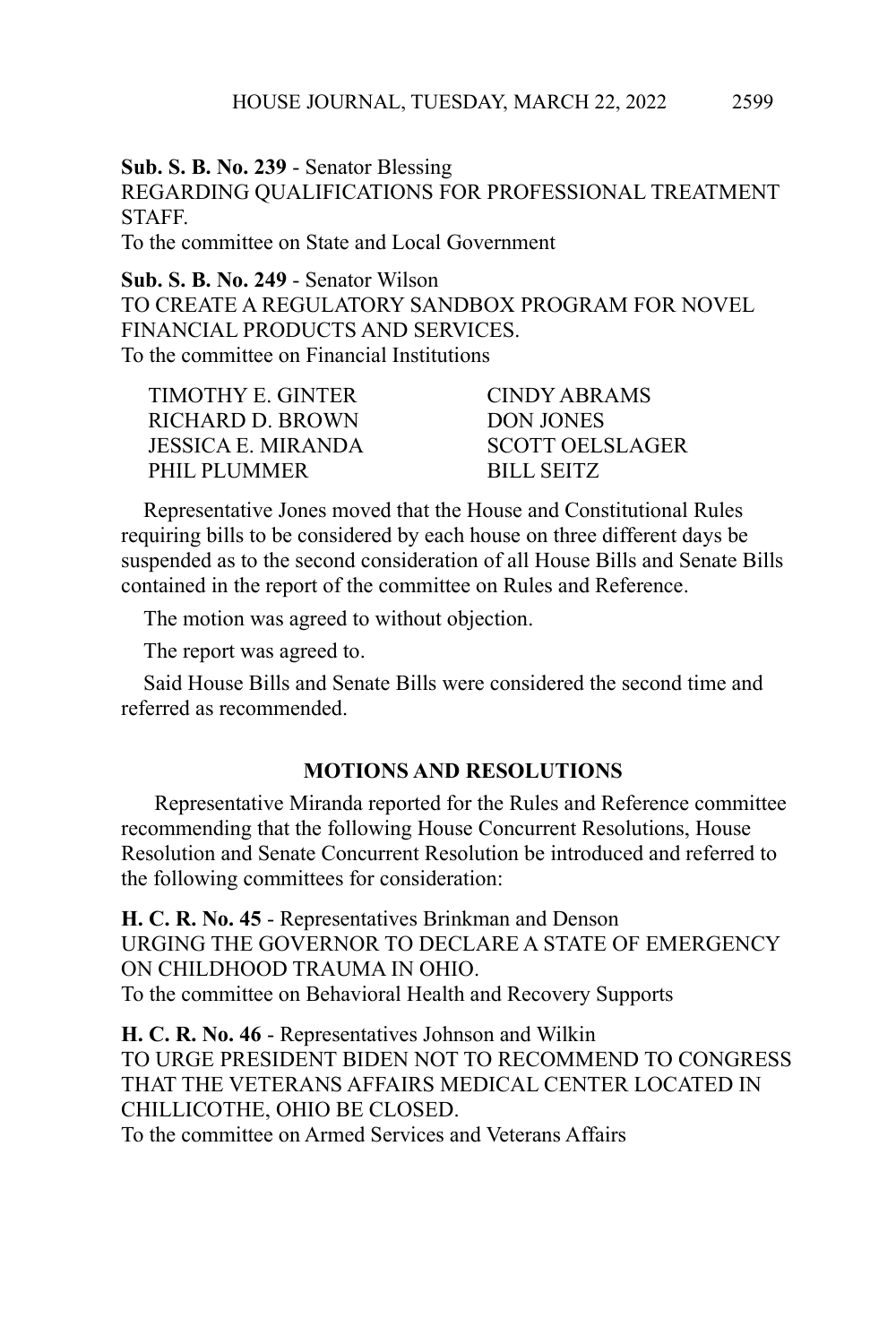**Sub. S. B. No. 239** - Senator Blessing
REGARDING QUALIFICATIONS FOR PROFESSIONAL TREATMENT STAFF.
To the committee on State and Local Government

**Sub. S. B. No. 249** - Senator Wilson
TO CREATE A REGULATORY SANDBOX PROGRAM FOR NOVEL FINANCIAL PRODUCTS AND SERVICES.
To the committee on Financial Institutions

TIMOTHY E. GINTER
CINDY ABRAMS
RICHARD D. BROWN
DON JONES
JESSICA E. MIRANDA
SCOTT OELSLAGER
PHIL PLUMMER
BILL SEITZ

Representative Jones moved that the House and Constitutional Rules requiring bills to be considered by each house on three different days be suspended as to the second consideration of all House Bills and Senate Bills contained in the report of the committee on Rules and Reference.

The motion was agreed to without objection.

The report was agreed to.

Said House Bills and Senate Bills were considered the second time and referred as recommended.

## MOTIONS AND RESOLUTIONS

Representative Miranda reported for the Rules and Reference committee recommending that the following House Concurrent Resolutions, House Resolution and Senate Concurrent Resolution be introduced and referred to the following committees for consideration:

**H. C. R. No. 45** - Representatives Brinkman and Denson
URGING THE GOVERNOR TO DECLARE A STATE OF EMERGENCY ON CHILDHOOD TRAUMA IN OHIO.
To the committee on Behavioral Health and Recovery Supports

**H. C. R. No. 46** - Representatives Johnson and Wilkin
TO URGE PRESIDENT BIDEN NOT TO RECOMMEND TO CONGRESS THAT THE VETERANS AFFAIRS MEDICAL CENTER LOCATED IN CHILLICOTHE, OHIO BE CLOSED.
To the committee on Armed Services and Veterans Affairs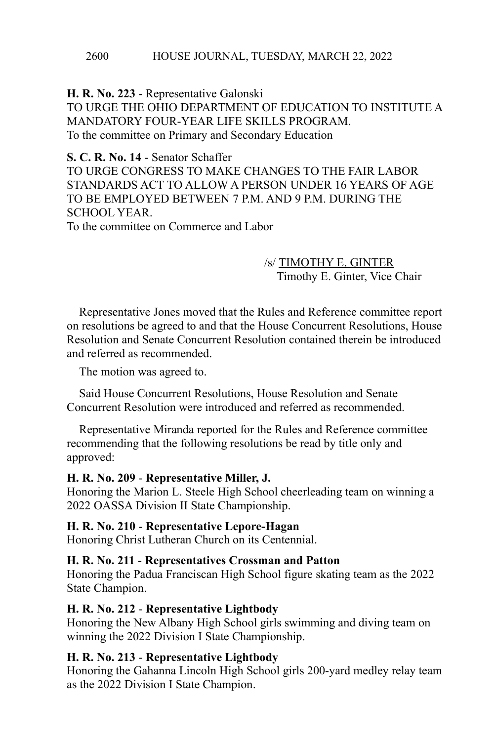**H. R. No. 223** - Representative Galonski
TO URGE THE OHIO DEPARTMENT OF EDUCATION TO INSTITUTE A MANDATORY FOUR-YEAR LIFE SKILLS PROGRAM.
To the committee on Primary and Secondary Education

**S. C. R. No. 14** - Senator Schaffer
TO URGE CONGRESS TO MAKE CHANGES TO THE FAIR LABOR STANDARDS ACT TO ALLOW A PERSON UNDER 16 YEARS OF AGE TO BE EMPLOYED BETWEEN 7 P.M. AND 9 P.M. DURING THE SCHOOL YEAR.
To the committee on Commerce and Labor

/s/ TIMOTHY E. GINTER
Timothy E. Ginter, Vice Chair

Representative Jones moved that the Rules and Reference committee report on resolutions be agreed to and that the House Concurrent Resolutions, House Resolution and Senate Concurrent Resolution contained therein be introduced and referred as recommended.

The motion was agreed to.

Said House Concurrent Resolutions, House Resolution and Senate Concurrent Resolution were introduced and referred as recommended.

Representative Miranda reported for the Rules and Reference committee recommending that the following resolutions be read by title only and approved:

**H. R. No. 209** - **Representative Miller, J.**
Honoring the Marion L. Steele High School cheerleading team on winning a 2022 OASSA Division II State Championship.

**H. R. No. 210** - **Representative Lepore-Hagan**
Honoring Christ Lutheran Church on its Centennial.

**H. R. No. 211** - **Representatives Crossman and Patton**
Honoring the Padua Franciscan High School figure skating team as the 2022 State Champion.

**H. R. No. 212** - **Representative Lightbody**
Honoring the New Albany High School girls swimming and diving team on winning the 2022 Division I State Championship.

**H. R. No. 213** - **Representative Lightbody**
Honoring the Gahanna Lincoln High School girls 200-yard medley relay team as the 2022 Division I State Champion.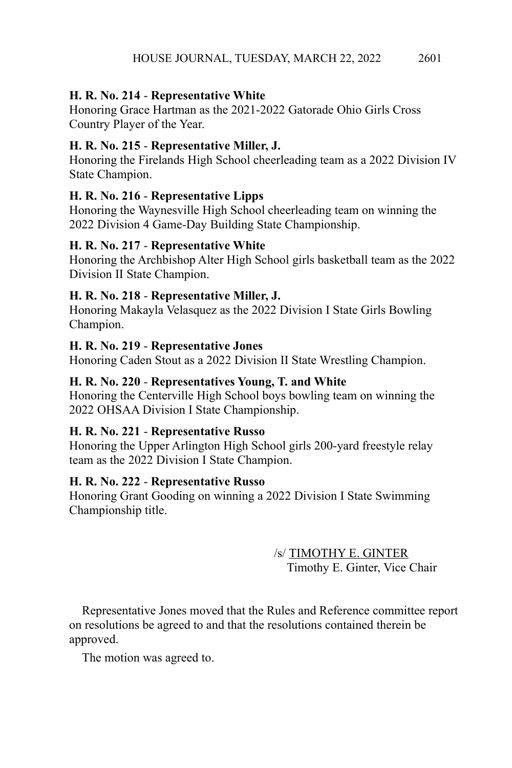**H. R. No. 214** - **Representative White**
Honoring Grace Hartman as the 2021-2022 Gatorade Ohio Girls Cross Country Player of the Year.

**H. R. No. 215** - **Representative Miller, J.**
Honoring the Firelands High School cheerleading team as a 2022 Division IV State Champion.

**H. R. No. 216** - **Representative Lipps**
Honoring the Waynesville High School cheerleading team on winning the 2022 Division 4 Game-Day Building State Championship.

**H. R. No. 217** - **Representative White**
Honoring the Archbishop Alter High School girls basketball team as the 2022 Division II State Champion.

**H. R. No. 218** - **Representative Miller, J.**
Honoring Makayla Velasquez as the 2022 Division I State Girls Bowling Champion.

**H. R. No. 219** - **Representative Jones**
Honoring Caden Stout as a 2022 Division II State Wrestling Champion.

**H. R. No. 220** - **Representatives Young, T. and White**
Honoring the Centerville High School boys bowling team on winning the 2022 OHSAA Division I State Championship.

**H. R. No. 221** - **Representative Russo**
Honoring the Upper Arlington High School girls 200-yard freestyle relay team as the 2022 Division I State Champion.

**H. R. No. 222** - **Representative Russo**
Honoring Grant Gooding on winning a 2022 Division I State Swimming Championship title.

/s/ TIMOTHY E. GINTER
Timothy E. Ginter, Vice Chair

Representative Jones moved that the Rules and Reference committee report on resolutions be agreed to and that the resolutions contained therein be approved.

The motion was agreed to.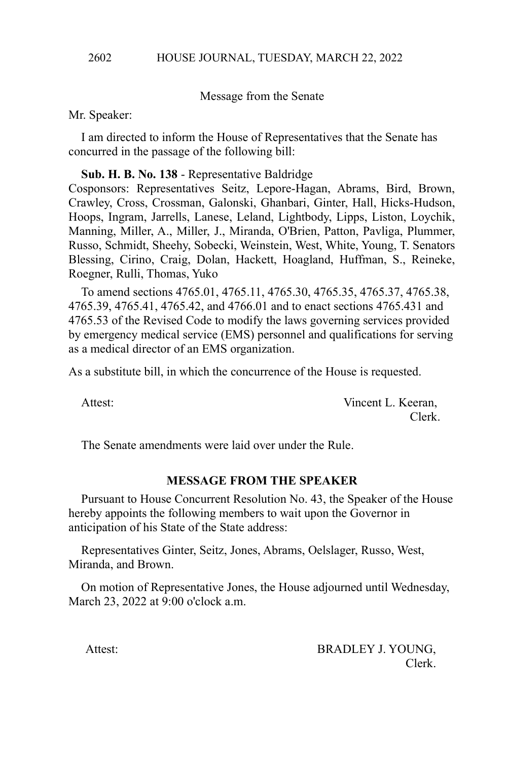Message from the Senate

Mr. Speaker:

I am directed to inform the House of Representatives that the Senate has concurred in the passage of the following bill:

**Sub. H. B. No. 138** - Representative Baldridge
Cosponsors: Representatives Seitz, Lepore-Hagan, Abrams, Bird, Brown, Crawley, Cross, Crossman, Galonski, Ghanbari, Ginter, Hall, Hicks-Hudson, Hoops, Ingram, Jarrells, Lanese, Leland, Lightbody, Lipps, Liston, Loychik, Manning, Miller, A., Miller, J., Miranda, O'Brien, Patton, Pavliga, Plummer, Russo, Schmidt, Sheehy, Sobecki, Weinstein, West, White, Young, T. Senators Blessing, Cirino, Craig, Dolan, Hackett, Hoagland, Huffman, S., Reineke, Roegner, Rulli, Thomas, Yuko

To amend sections 4765.01, 4765.11, 4765.30, 4765.35, 4765.37, 4765.38, 4765.39, 4765.41, 4765.42, and 4766.01 and to enact sections 4765.431 and 4765.53 of the Revised Code to modify the laws governing services provided by emergency medical service (EMS) personnel and qualifications for serving as a medical director of an EMS organization.

As a substitute bill, in which the concurrence of the House is requested.

Attest: Vincent L. Keeran,
Clerk.

The Senate amendments were laid over under the Rule.

**MESSAGE FROM THE SPEAKER**

Pursuant to House Concurrent Resolution No. 43, the Speaker of the House hereby appoints the following members to wait upon the Governor in anticipation of his State of the State address:

Representatives Ginter, Seitz, Jones, Abrams, Oelslager, Russo, West, Miranda, and Brown.

On motion of Representative Jones, the House adjourned until Wednesday, March 23, 2022 at 9:00 o'clock a.m.

Attest: BRADLEY J. YOUNG,
Clerk.